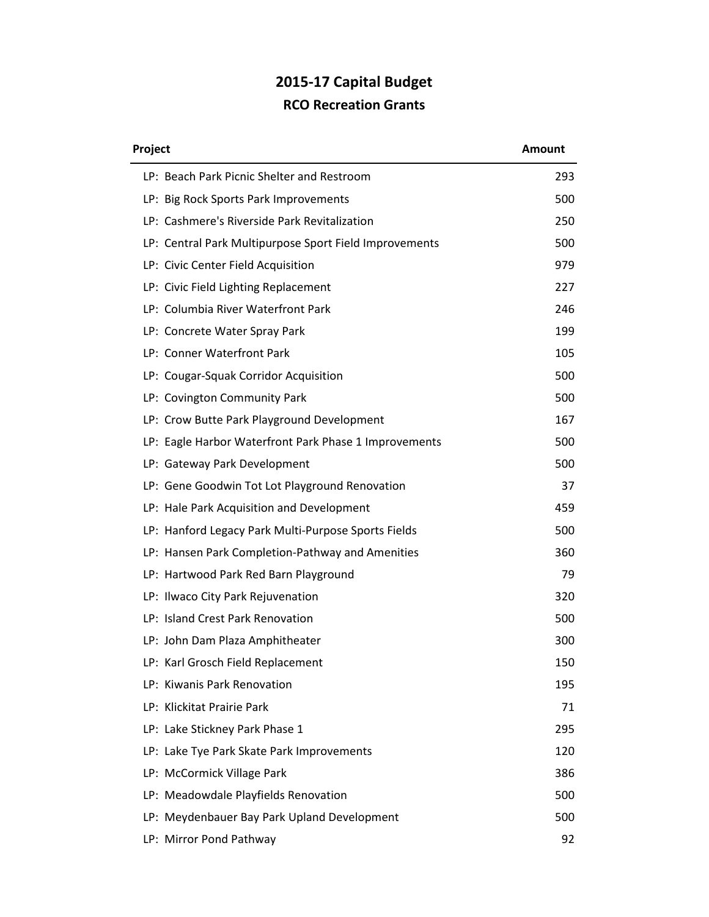# 2015-17 Capital Budget

## RCO Recreation Grants

| Project | Amount |
| --- | --- |
| LP: Beach Park Picnic Shelter and Restroom | 293 |
| LP: Big Rock Sports Park Improvements | 500 |
| LP: Cashmere's Riverside Park Revitalization | 250 |
| LP: Central Park Multipurpose Sport Field Improvements | 500 |
| LP: Civic Center Field Acquisition | 979 |
| LP: Civic Field Lighting Replacement | 227 |
| LP: Columbia River Waterfront Park | 246 |
| LP: Concrete Water Spray Park | 199 |
| LP: Conner Waterfront Park | 105 |
| LP: Cougar-Squak Corridor Acquisition | 500 |
| LP: Covington Community Park | 500 |
| LP: Crow Butte Park Playground Development | 167 |
| LP: Eagle Harbor Waterfront Park Phase 1 Improvements | 500 |
| LP: Gateway Park Development | 500 |
| LP: Gene Goodwin Tot Lot Playground Renovation | 37 |
| LP: Hale Park Acquisition and Development | 459 |
| LP: Hanford Legacy Park Multi-Purpose Sports Fields | 500 |
| LP: Hansen Park Completion-Pathway and Amenities | 360 |
| LP: Hartwood Park Red Barn Playground | 79 |
| LP: Ilwaco City Park Rejuvenation | 320 |
| LP: Island Crest Park Renovation | 500 |
| LP: John Dam Plaza Amphitheater | 300 |
| LP: Karl Grosch Field Replacement | 150 |
| LP: Kiwanis Park Renovation | 195 |
| LP: Klickitat Prairie Park | 71 |
| LP: Lake Stickney Park Phase 1 | 295 |
| LP: Lake Tye Park Skate Park Improvements | 120 |
| LP: McCormick Village Park | 386 |
| LP: Meadowdale Playfields Renovation | 500 |
| LP: Meydenbauer Bay Park Upland Development | 500 |
| LP: Mirror Pond Pathway | 92 |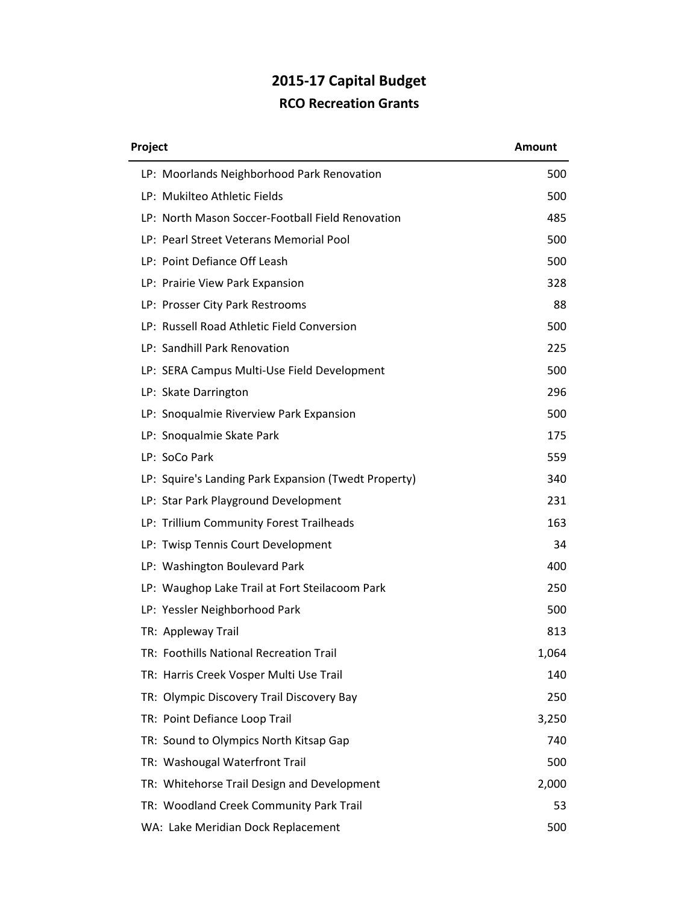## 2015-17 Capital Budget

### RCO Recreation Grants

| Project | Amount |
|---|---|
| LP: Moorlands Neighborhood Park Renovation | 500 |
| LP: Mukilteo Athletic Fields | 500 |
| LP: North Mason Soccer-Football Field Renovation | 485 |
| LP: Pearl Street Veterans Memorial Pool | 500 |
| LP: Point Defiance Off Leash | 500 |
| LP: Prairie View Park Expansion | 328 |
| LP: Prosser City Park Restrooms | 88 |
| LP: Russell Road Athletic Field Conversion | 500 |
| LP: Sandhill Park Renovation | 225 |
| LP: SERA Campus Multi-Use Field Development | 500 |
| LP: Skate Darrington | 296 |
| LP: Snoqualmie Riverview Park Expansion | 500 |
| LP: Snoqualmie Skate Park | 175 |
| LP: SoCo Park | 559 |
| LP: Squire's Landing Park Expansion (Twedt Property) | 340 |
| LP: Star Park Playground Development | 231 |
| LP: Trillium Community Forest Trailheads | 163 |
| LP: Twisp Tennis Court Development | 34 |
| LP: Washington Boulevard Park | 400 |
| LP: Waughop Lake Trail at Fort Steilacoom Park | 250 |
| LP: Yessler Neighborhood Park | 500 |
| TR: Appleway Trail | 813 |
| TR: Foothills National Recreation Trail | 1,064 |
| TR: Harris Creek Vosper Multi Use Trail | 140 |
| TR: Olympic Discovery Trail Discovery Bay | 250 |
| TR: Point Defiance Loop Trail | 3,250 |
| TR: Sound to Olympics North Kitsap Gap | 740 |
| TR: Washougal Waterfront Trail | 500 |
| TR: Whitehorse Trail Design and Development | 2,000 |
| TR: Woodland Creek Community Park Trail | 53 |
| WA: Lake Meridian Dock Replacement | 500 |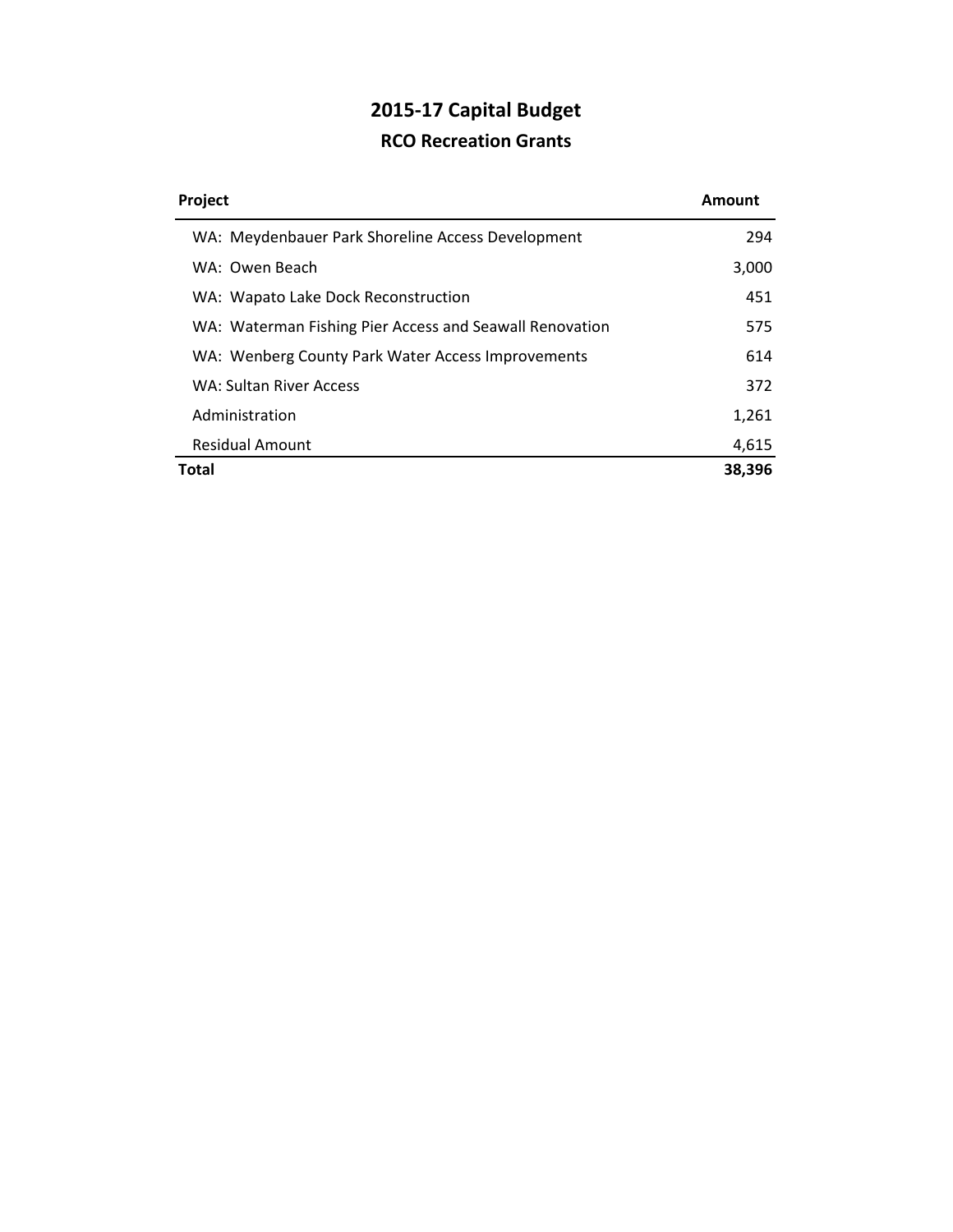# 2015-17 Capital Budget

## RCO Recreation Grants

| Project | Amount |
| --- | --- |
| WA: Meydenbauer Park Shoreline Access Development | 294 |
| WA: Owen Beach | 3,000 |
| WA: Wapato Lake Dock Reconstruction | 451 |
| WA: Waterman Fishing Pier Access and Seawall Renovation | 575 |
| WA: Wenberg County Park Water Access Improvements | 614 |
| WA: Sultan River Access | 372 |
| Administration | 1,261 |
| Residual Amount | 4,615 |
| **Total** | **38,396** |